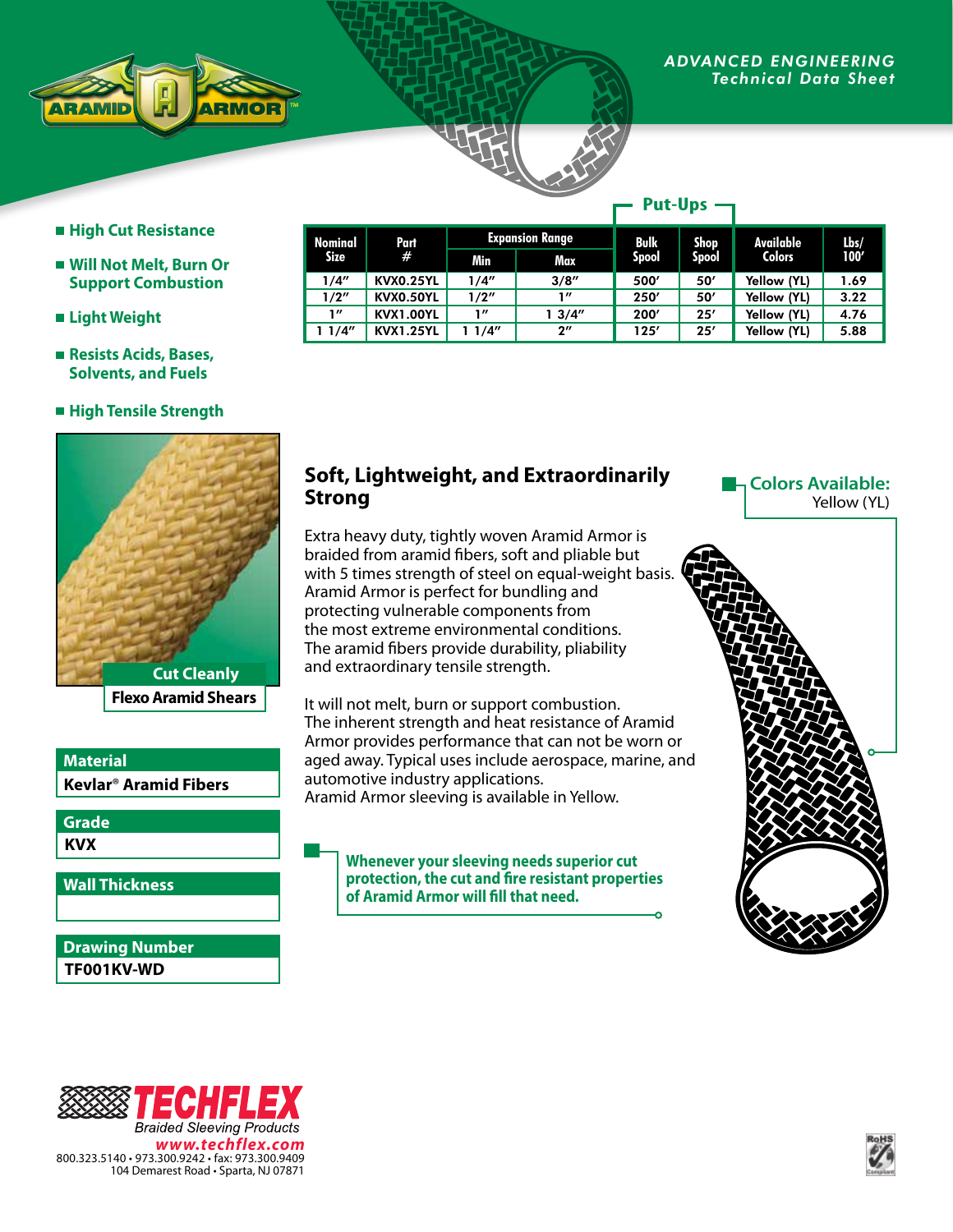ARAMID ARMOR™

*ADVANCED ENGINEERING*
*Technical Data Sheet*

- **High Cut Resistance**
- **Will Not Melt, Burn Or Support Combustion**
- **Light Weight**
- **Resists Acids, Bases, Solvents, and Fuels**
- **High Tensile Strength**

| Nominal Size | Part # | Expansion Range | | Put-Ups | | Available Colors | Lbs/ 100′ |
|---|---|---|---|---|---|---|---|
| | | Min | Max | Bulk Spool | Shop Spool | | |
| 1/4″ | KVX0.25YL | 1/4″ | 3/8″ | 500′ | 50′ | Yellow (YL) | 1.69 |
| 1/2″ | KVX0.50YL | 1/2″ | 1″ | 250′ | 50′ | Yellow (YL) | 3.22 |
| 1″ | KVX1.00YL | 1″ | 1 3/4″ | 200′ | 25′ | Yellow (YL) | 4.76 |
| 1 1/4″ | KVX1.25YL | 1 1/4″ | 2″ | 125′ | 25′ | Yellow (YL) | 5.88 |

**Cut Cleanly**
**Flexo Aramid Shears**

## Soft, Lightweight, and Extraordinarily Strong

Extra heavy duty, tightly woven Aramid Armor is braided from aramid fibers, soft and pliable but with 5 times strength of steel on equal-weight basis. Aramid Armor is perfect for bundling and protecting vulnerable components from the most extreme environmental conditions. The aramid fibers provide durability, pliability and extraordinary tensile strength.

It will not melt, burn or support combustion. The inherent strength and heat resistance of Aramid Armor provides performance that can not be worn or aged away. Typical uses include aerospace, marine, and automotive industry applications. Aramid Armor sleeving is available in Yellow.

**Whenever your sleeving needs superior cut protection, the cut and fire resistant properties of Aramid Armor will fill that need.**

**Colors Available:**
Yellow (YL)

| Material |
|---|
| **Kevlar® Aramid Fibers** |

| Grade |
|---|
| **KVX** |

| Wall Thickness |
|---|
| |

| Drawing Number |
|---|
| **TF001KV-WD** |

**TECHFLEX**
*Braided Sleeving Products*
*www.techflex.com*
800.323.5140 • 973.300.9242 • fax: 973.300.9409
104 Demarest Road • Sparta, NJ 07871

RoHS Compliant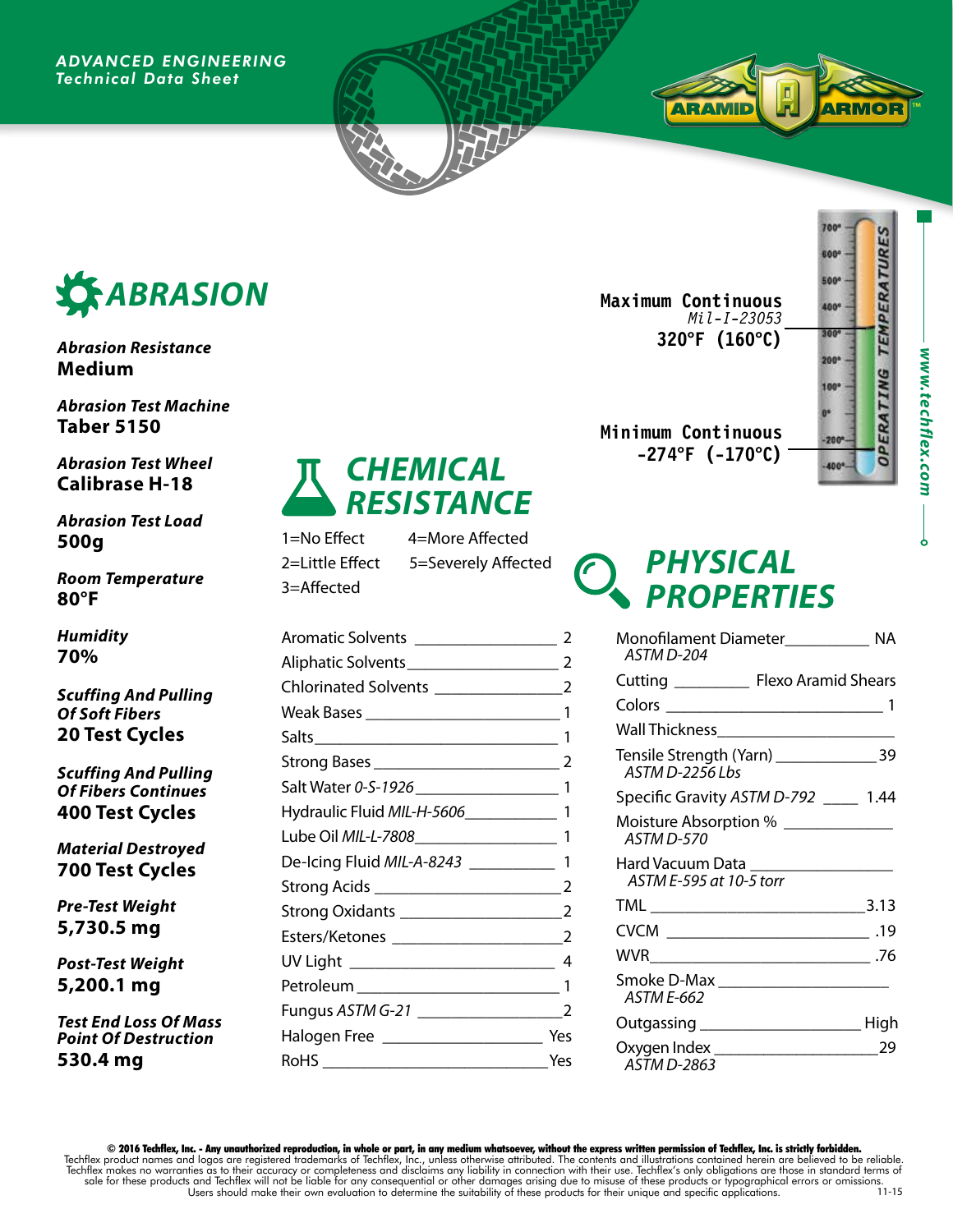ADVANCED ENGINEERING
Technical Data Sheet

ARAMID ARMOR™

# ABRASION

***Abrasion Resistance***
**Medium**

***Abrasion Test Machine***
**Taber 5150**

***Abrasion Test Wheel***
**Calibrase H-18**

***Abrasion Test Load***
**500g**

***Room Temperature***
**80°F**

***Humidity***
**70%**

***Scuffing And Pulling Of Soft Fibers***
**20 Test Cycles**

***Scuffing And Pulling Of Fibers Continues***
**400 Test Cycles**

***Material Destroyed***
**700 Test Cycles**

***Pre-Test Weight***
**5,730.5 mg**

***Post-Test Weight***
**5,200.1 mg**

***Test End Loss Of Mass Point Of Destruction***
**530.4 mg**

# CHEMICAL RESISTANCE

1=No Effect
2=Little Effect
3=Affected
4=More Affected
5=Severely Affected

| | |
|---|---|
| Aromatic Solvents | 2 |
| Aliphatic Solvents | 2 |
| Chlorinated Solvents | 2 |
| Weak Bases | 1 |
| Salts | 1 |
| Strong Bases | 2 |
| Salt Water *0-S-1926* | 1 |
| Hydraulic Fluid *MIL-H-5606* | 1 |
| Lube Oil *MIL-L-7808* | 1 |
| De-Icing Fluid *MIL-A-8243* | 1 |
| Strong Acids | 2 |
| Strong Oxidants | 2 |
| Esters/Ketones | 2 |
| UV Light | 4 |
| Petroleum | 1 |
| Fungus *ASTM G-21* | 2 |
| Halogen Free | Yes |
| RoHS | Yes |

**OPERATING TEMPERATURES**

**Maximum Continuous**
*Mil-I-23053*
**320°F (160°C)**

**Minimum Continuous**
**-274°F (-170°C)**

700°
600°
500°
400°
300°
200°
100°
0°
-200°
-400°

# PHYSICAL PROPERTIES

| | |
|---|---|
| Monofilament Diameter *ASTM D-204* | NA |
| Cutting | Flexo Aramid Shears |
| Colors | 1 |
| Wall Thickness | |
| Tensile Strength (Yarn) *ASTM D-2256 Lbs* | 39 |
| Specific Gravity *ASTM D-792* | 1.44 |
| Moisture Absorption % *ASTM D-570* | |
| Hard Vacuum Data *ASTM E-595 at 10-5 torr* | |
| TML | 3.13 |
| CVCM | .19 |
| WVR | .76 |
| Smoke D-Max *ASTM E-662* | |
| Outgassing | High |
| Oxygen Index *ASTM D-2863* | 29 |

www.techflex.com

**© 2016 Techflex, Inc. - Any unauthorized reproduction, in whole or part, in any medium whatsoever, without the express written permission of Techflex, Inc. is strictly forbidden.**
Techflex product names and logos are registered trademarks of Techflex, Inc., unless otherwise attributed. The contents and illustrations contained herein are believed to be reliable. Techflex makes no warranties as to their accuracy or completeness and disclaims any liability in connection with their use. Techflex's only obligations are those in standard terms of sale for these products and Techflex will not be liable for any consequential or other damages arising due to misuse of these products or typographical errors or omissions. Users should make their own evaluation to determine the suitability of these products for their unique and specific applications.

11-15